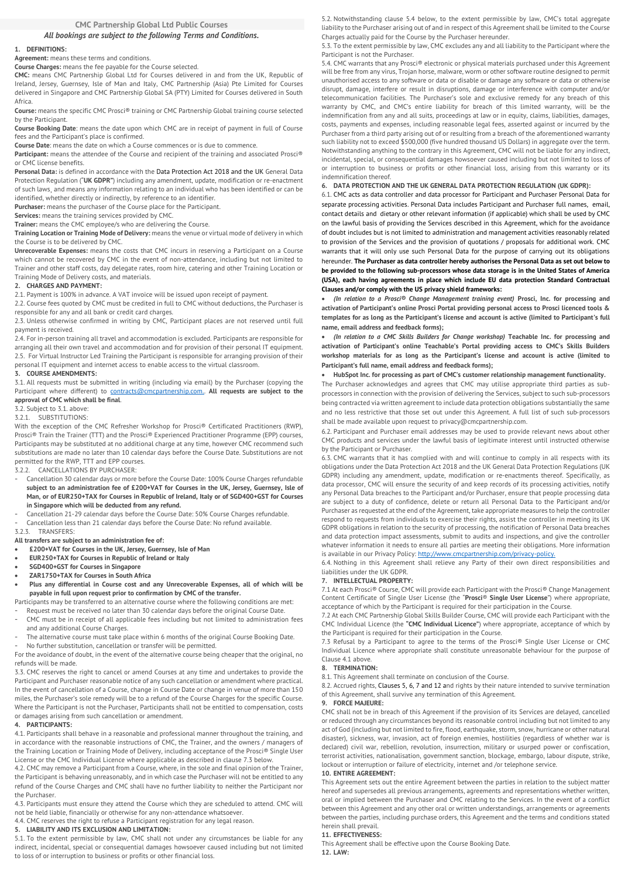## CMC Partnership Global Ltd Public Courses

*All bookings are subject to the following Terms and Conditions.*

**1. DEFINITIONS:**

**Agreement:** means these terms and conditions.

**Course Charges:** means the fee payable for the Course selected.

**CMC:** means CMC Partnership Global Ltd for Courses delivered in and from the UK, Republic of Ireland, Jersey, Guernsey, Isle of Man and Italy, CMC Partnership (Asia) Pte Limited for Courses delivered in Singapore and CMC Partnership Global SA (PTY) Limited for Courses delivered in South Africa.

**Course:** means the specific CMC Prosci® training or CMC Partnership Global training course selected by the Participant.

**Course Booking Date**: means the date upon which CMC are in receipt of payment in full of Course fees and the Participant's place is confirmed.

**Course Date**: means the date on which a Course commences or is due to commence.

**Participant:** means the attendee of the Course and recipient of the training and associated Prosci® or CMC license benefits.

**Personal Data:** is defined in accordance with the Data Protection Act 2018 and the UK General Data Protection Regulation ("**UK GDPR**") including any amendment, update, modification or re-enactment of such laws, and means any information relating to an individual who has been identified or can be identified, whether directly or indirectly, by reference to an identifier.

**Purchaser:** means the purchaser of the Course place for the Participant.

**Services:** means the training services provided by CMC.

**Trainer:** means the CMC employee/s who are delivering the Course.

**Training Location or Training Mode of Delivery:** means the venue or virtual mode of delivery in which the Course is to be delivered by CMC.

**Unrecoverable Expenses:** means the costs that CMC incurs in reserving a Participant on a Course which cannot be recovered by CMC in the event of non-attendance, including but not limited to Trainer and other staff costs, day delegate rates, room hire, catering and other Training Location or Training Mode of Delivery costs, and materials.

**2. CHARGES AND PAYMENT:**

2.1. Payment is 100% in advance. A VAT invoice will be issued upon receipt of payment.

2.2. Course fees quoted by CMC must be credited in full to CMC without deductions, the Purchaser is responsible for any and all bank or credit card charges.

2.3. Unless otherwise confirmed in writing by CMC, Participant places are not reserved until full payment is received.

2.4. For in-person training all travel and accommodation is excluded. Participants are responsible for arranging all their own travel and accommodation and for provision of their personal IT equipment.

2.5. For Virtual Instructor Led Training the Participant is responsible for arranging provision of their personal IT equipment and internet access to enable access to the virtual classroom.

**3. COURSE AMENDMENTS:**

3.1. All requests must be submitted in writing (including via email) by the Purchaser (copying the Participant where different) to contracts@cmcpartnership.com.. **All requests are subject to the approval of CMC which shall be final**.

3.2. Subject to 3.1. above:

3.2.1. SUBSTITUTIONS:

With the exception of the CMC Refresher Workshop for Prosci® Certificated Practitioners (RWP), Prosci® Train the Trainer (TTT) and the Prosci® Experienced Practitioner Programme (EPP) courses, Participants may be substituted at no additional charge at any time, however CMC recommend such substitutions are made no later than 10 calendar days before the Course Date. Substitutions are not permitted for the RWP, TTT and EPP courses.

3.2.2. CANCELLATIONS BY PURCHASER:

- Cancellation 30 calendar days or more before the Course Date: 100% Course Charges refundable **subject to an administration fee of £200+VAT for Courses in the UK, Jersey, Guernsey, Isle of Man, or of EUR250+TAX for Courses in Republic of Ireland, Italy or of SGD400+GST for Courses in Singapore which will be deducted from any refund.**
- Cancellation 21-29 calendar days before the Course Date: 50% Course Charges refundable.
- Cancellation less than 21 calendar days before the Course Date: No refund available.

3.2.3. TRANSFERS:

**All transfers are subject to an administration fee of:**

- **£200+VAT for Courses in the UK, Jersey, Guernsey, Isle of Man**
- **EUR250+TAX for Courses in Republic of Ireland or Italy**
- **SGD400+GST for Courses in Singapore**
- **ZAR1750+TAX for Courses in South Africa**
- **Plus any differential in Course cost and any Unrecoverable Expenses, all of which will be payable in full upon request prior to confirmation by CMC of the transfer.**

Participants may be transferred to an alternative course where the following conditions are met:

- Request must be received no later than 30 calendar days before the original Course Date.
- CMC must be in receipt of all applicable fees including but not limited to administration fees and any additional Course Charges.
- The alternative course must take place within 6 months of the original Course Booking Date.
- No further substitution, cancellation or transfer will be permitted.

For the avoidance of doubt, in the event of the alternative course being cheaper that the original, no refunds will be made.

3.3. CMC reserves the right to cancel or amend Courses at any time and undertakes to provide the Participant and Purchaser reasonable notice of any such cancellation or amendment where practical. In the event of cancellation of a Course, change in Course Date or change in venue of more than 150 miles, the Purchaser's sole remedy will be to a refund of the Course Charges for the specific Course. Where the Participant is not the Purchaser, Participants shall not be entitled to compensation, costs or damages arising from such cancellation or amendment.

**4. PARTICIPANTS:**

4.1. Participants shall behave in a reasonable and professional manner throughout the training, and in accordance with the reasonable instructions of CMC, the Trainer, and the owners / managers of the Training Location or Training Mode of Delivery, including acceptance of the Prosci® Single User License or the CMC Individual Licence where applicable as described in clause 7.3 below.

4.2. CMC may remove a Participant from a Course, where, in the sole and final opinion of the Trainer, the Participant is behaving unreasonably, and in which case the Purchaser will not be entitled to any refund of the Course Charges and CMC shall have no further liability to neither the Participant nor the Purchaser.

4.3. Participants must ensure they attend the Course which they are scheduled to attend. CMC will not be held liable, financially or otherwise for any non-attendance whatsoever.

4.4. CMC reserves the right to refuse a Participant registration for any legal reason.

**5. LIABILITY AND ITS EXCLUSION AND LIMITATION:**

5.1. To the extent permissible by law, CMC shall not under any circumstances be liable for any indirect, incidental, special or consequential damages howsoever caused including but not limited to loss of or interruption to business or profits or other financial loss.

5.2. Notwithstanding clause 5.4 below, to the extent permissible by law, CMC's total aggregate liability to the Purchaser arising out of and in respect of this Agreement shall be limited to the Course Charges actually paid for the Course by the Purchaser hereunder.

5.3. To the extent permissible by law, CMC excludes any and all liability to the Participant where the Participant is not the Purchaser.

5.4. CMC warrants that any Prosci® electronic or physical materials purchased under this Agreement will be free from any virus, Trojan horse, malware, worm or other software routine designed to permit unauthorised access to any software or data or disable or damage any software or data or otherwise disrupt, damage, interfere or result in disruptions, damage or interference with computer and/or telecommunication facilities. The Purchaser's sole and exclusive remedy for any breach of this warranty by CMC, and CMC's entire liability for breach of this limited warranty, will be the indemnification from any and all suits, proceedings at law or in equity, claims, liabilities, damages, costs, payments and expenses, including reasonable legal fees, asserted against or incurred by the Purchaser from a third party arising out of or resulting from a breach of the aforementioned warranty such liability not to exceed $500,000 (five hundred thousand US Dollars) in aggregate over the term. Notwithstanding anything to the contrary in this Agreement, CMC will not be liable for any indirect, incidental, special, or consequential damages howsoever caused including but not limited to loss of or interruption to business or profits or other financial loss, arising from this warranty or its indemnification thereof.

**6. DATA PROTECTION AND THE UK GENERAL DATA PROTECTION REGULATION (UK GDPR):**

6.1. CMC acts as data controller and data processor for Participant and Purchaser Personal Data for separate processing activities. Personal Data includes Participant and Purchaser full names, email, contact details and dietary or other relevant information (if applicable) which shall be used by CMC on the lawful basis of providing the Services described in this Agreement, which for the avoidance of doubt includes but is not limited to administration and management activities reasonably related to provision of the Services and the provision of quotations / proposals for additional work. CMC warrants that it will only use such Personal Data for the purpose of carrying out its obligations hereunder. **The Purchaser as data controller hereby authorises the Personal Data as set out below to be provided to the following sub-processors whose data storage is in the United States of America (USA), each having agreements in place which include EU data protection Standard Contractual Clauses and/or comply with the US privacy shield frameworks:**

- ***(In relation to a Prosci® Change Management training event)* Prosci, Inc. for processing and activation of Participant's online Prosci Portal providing personal access to Prosci licenced tools & templates for as long as the Participant's license and account is active (limited to Participant's full name, email address and feedback forms);**
- ***(In relation to a CMC Skills Builders for Change workshop)* Teachable Inc. for processing and activation of Participant's online Teachable's Portal providing access to CMC's Skills Builders workshop materials for as long as the Participant's license and account is active (limited to Participant's full name, email address and feedback forms);**
- **HubSpot Inc. for processing as part of CMC's customer relationship management functionality.**

The Purchaser acknowledges and agrees that CMC may utilise appropriate third parties as sub-processors in connection with the provision of delivering the Services, subject to such sub-processors being contracted via written agreement to include data protection obligations substantially the same and no less restrictive that those set out under this Agreement. A full list of such sub-processors shall be made available upon request to privacy@cmcpartnership.com.

6.2. Participant and Purchaser email addresses may be used to provide relevant news about other CMC products and services under the lawful basis of legitimate interest until instructed otherwise by the Participant or Purchaser.

6.3. CMC warrants that it has complied with and will continue to comply in all respects with its obligations under the Data Protection Act 2018 and the UK General Data Protection Regulations (UK GDPR) including any amendment, update, modification or re-enactments thereof. Specifically, as data processor, CMC will ensure the security of and keep records of its processing activities, notify any Personal Data breaches to the Participant and/or Purchaser, ensure that people processing data are subject to a duty of confidence, delete or return all Personal Data to the Participant and/or Purchaser as requested at the end of the Agreement, take appropriate measures to help the controller respond to requests from individuals to exercise their rights, assist the controller in meeting its UK GDPR obligations in relation to the security of processing, the notification of Personal Data breaches and data protection impact assessments, submit to audits and inspections, and give the controller whatever information it needs to ensure all parties are meeting their obligations. More information is available in our Privacy Policy: http://www.cmcpartnership.com/privacy-policy.

6.4. Nothing in this Agreement shall relieve any Party of their own direct responsibilities and liabilities under the UK GDPR.

**7. INTELLECTUAL PROPERTY:**

7.1 At each Prosci® Course, CMC will provide each Participant with the Prosci® Change Management Content Certificate of Single User License (the "**Prosci® Single User License**") where appropriate, acceptance of which by the Participant is required for their participation in the Course.

7.2 At each CMC Partnership Global Skills Builder Course, CMC will provide each Participant with the CMC Individual Licence (the "**CMC Individual Licence**") where appropriate, acceptance of which by the Participant is required for their participation in the Course.

7.3 Refusal by a Participant to agree to the terms of the Prosci® Single User License or CMC Individual Licence where appropriate shall constitute unreasonable behaviour for the purpose of Clause 4.1 above.

**8. TERMINATION:**

8.1. This Agreement shall terminate on conclusion of the Course.

8.2. Accrued rights, Clauses 5, 6, 7 and 12 and rights by their nature intended to survive termination of this Agreement, shall survive any termination of this Agreement.

**9. FORCE MAJEURE:**

CMC shall not be in breach of this Agreement if the provision of its Services are delayed, cancelled or reduced through any circumstances beyond its reasonable control including but not limited to any act of God (including but not limited to fire, flood, earthquake, storm, snow, hurricane or other natural disaster), sickness, war, invasion, act of foreign enemies, hostilities (regardless of whether war is declared) civil war, rebellion, revolution, insurrection, military or usurped power or confiscation, terrorist activities, nationalisation, government sanction, blockage, embargo, labour dispute, strike, lockout or interruption or failure of electricity, internet and /or telephone service.

**10. ENTIRE AGREEMENT:**

This Agreement sets out the entire Agreement between the parties in relation to the subject matter hereof and supersedes all previous arrangements, agreements and representations whether written, oral or implied between the Purchaser and CMC relating to the Services. In the event of a conflict between this Agreement and any other oral or written understandings, arrangements or agreements between the parties, including purchase orders, this Agreement and the terms and conditions stated herein shall prevail.

**11. EFFECTIVENESS:**

This Agreement shall be effective upon the Course Booking Date.

**12. LAW:**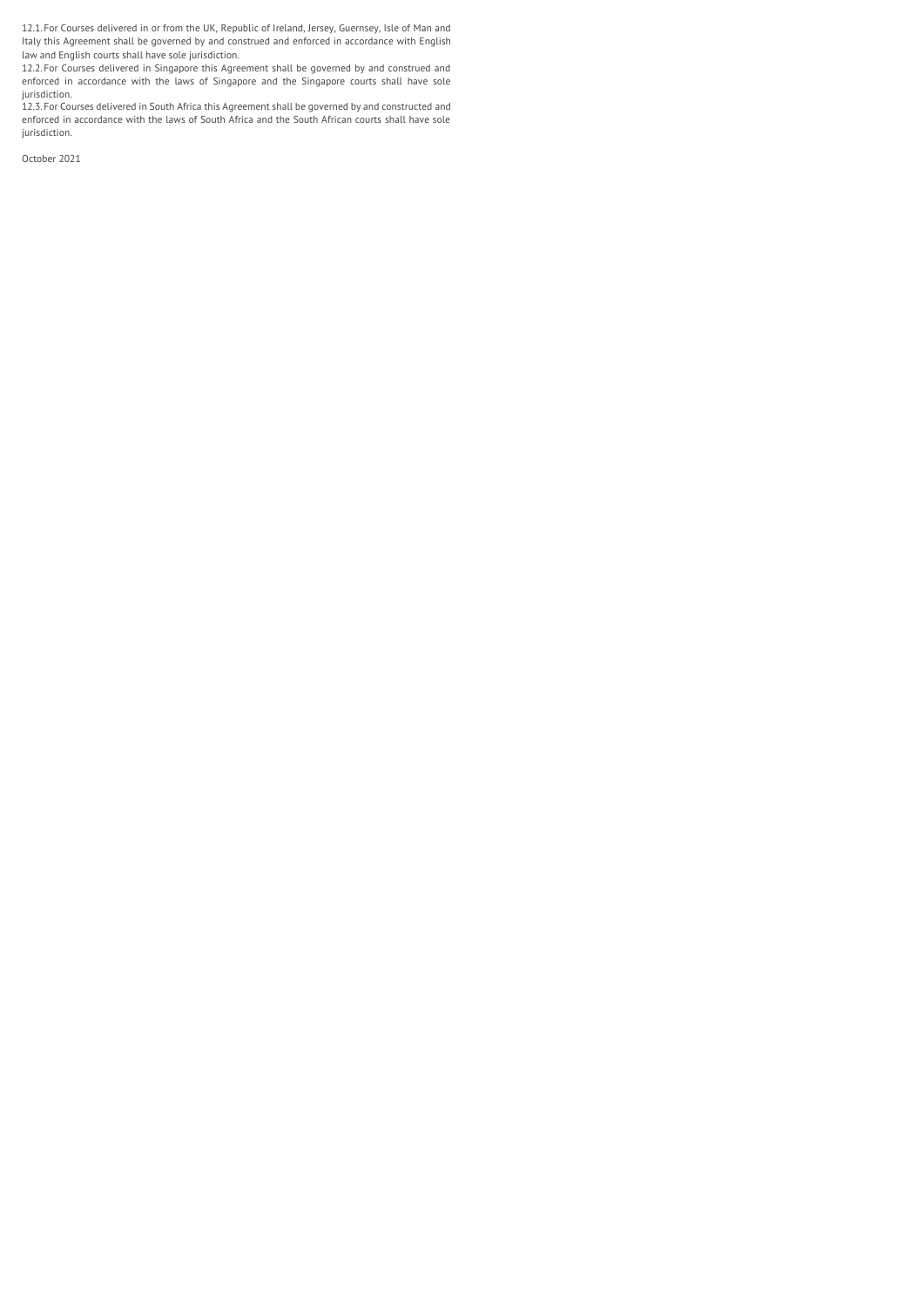12.1. For Courses delivered in or from the UK, Republic of Ireland, Jersey, Guernsey, Isle of Man and Italy this Agreement shall be governed by and construed and enforced in accordance with English law and English courts shall have sole jurisdiction.

12.2. For Courses delivered in Singapore this Agreement shall be governed by and construed and enforced in accordance with the laws of Singapore and the Singapore courts shall have sole jurisdiction.

12.3. For Courses delivered in South Africa this Agreement shall be governed by and constructed and enforced in accordance with the laws of South Africa and the South African courts shall have sole jurisdiction.

October 2021